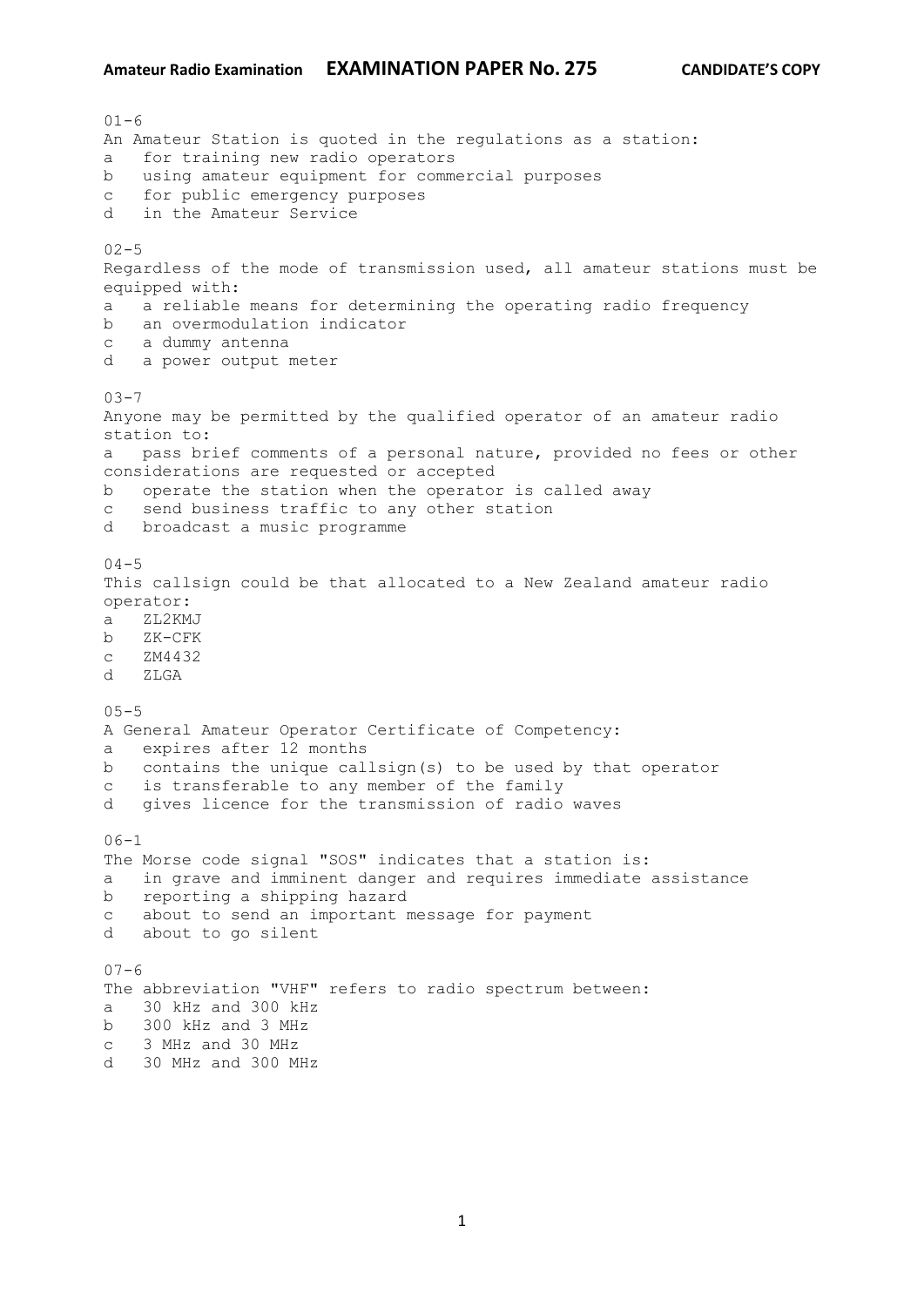01-6
An Amateur Station is quoted in the regulations as a station:
a   for training new radio operators
b   using amateur equipment for commercial purposes
c   for public emergency purposes
d   in the Amateur Service

02-5
Regardless of the mode of transmission used, all amateur stations must be equipped with:
a   a reliable means for determining the operating radio frequency
b   an overmodulation indicator
c   a dummy antenna
d   a power output meter

03-7
Anyone may be permitted by the qualified operator of an amateur radio station to:
a   pass brief comments of a personal nature, provided no fees or other considerations are requested or accepted
b   operate the station when the operator is called away
c   send business traffic to any other station
d   broadcast a music programme

04-5
This callsign could be that allocated to a New Zealand amateur radio operator:
a   ZL2KMJ
b   ZK-CFK
c   ZM4432
d   ZLGA

05-5
A General Amateur Operator Certificate of Competency:
a   expires after 12 months
b   contains the unique callsign(s) to be used by that operator
c   is transferable to any member of the family
d   gives licence for the transmission of radio waves

06-1
The Morse code signal "SOS" indicates that a station is:
a   in grave and imminent danger and requires immediate assistance
b   reporting a shipping hazard
c   about to send an important message for payment
d   about to go silent

07-6
The abbreviation "VHF" refers to radio spectrum between:
a   30 kHz and 300 kHz
b   300 kHz and 3 MHz
c   3 MHz and 30 MHz
d   30 MHz and 300 MHz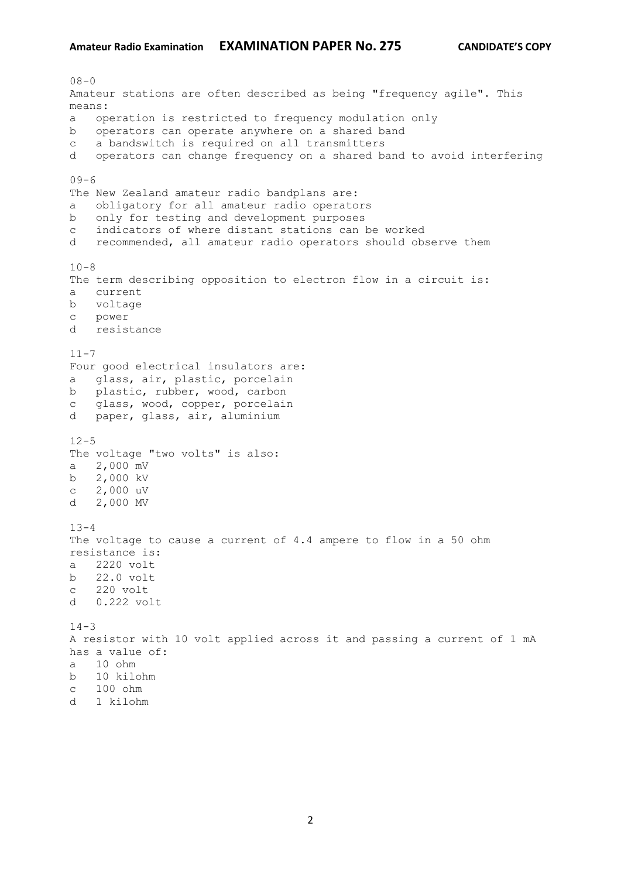08-0
Amateur stations are often described as being "frequency agile". This means:

a operation is restricted to frequency modulation only
b operators can operate anywhere on a shared band
c a bandswitch is required on all transmitters
d operators can change frequency on a shared band to avoid interfering

09-6
The New Zealand amateur radio bandplans are:

a obligatory for all amateur radio operators
b only for testing and development purposes
c indicators of where distant stations can be worked
d recommended, all amateur radio operators should observe them

10-8
The term describing opposition to electron flow in a circuit is:

a current
b voltage
c power
d resistance

11-7
Four good electrical insulators are:

a glass, air, plastic, porcelain
b plastic, rubber, wood, carbon
c glass, wood, copper, porcelain
d paper, glass, air, aluminium

12-5
The voltage "two volts" is also:

a 2,000 mV
b 2,000 kV
c 2,000 uV
d 2,000 MV

13-4
The voltage to cause a current of 4.4 ampere to flow in a 50 ohm resistance is:

a 2220 volt
b 22.0 volt
c 220 volt
d 0.222 volt

14-3
A resistor with 10 volt applied across it and passing a current of 1 mA has a value of:

a 10 ohm
b 10 kilohm
c 100 ohm
d 1 kilohm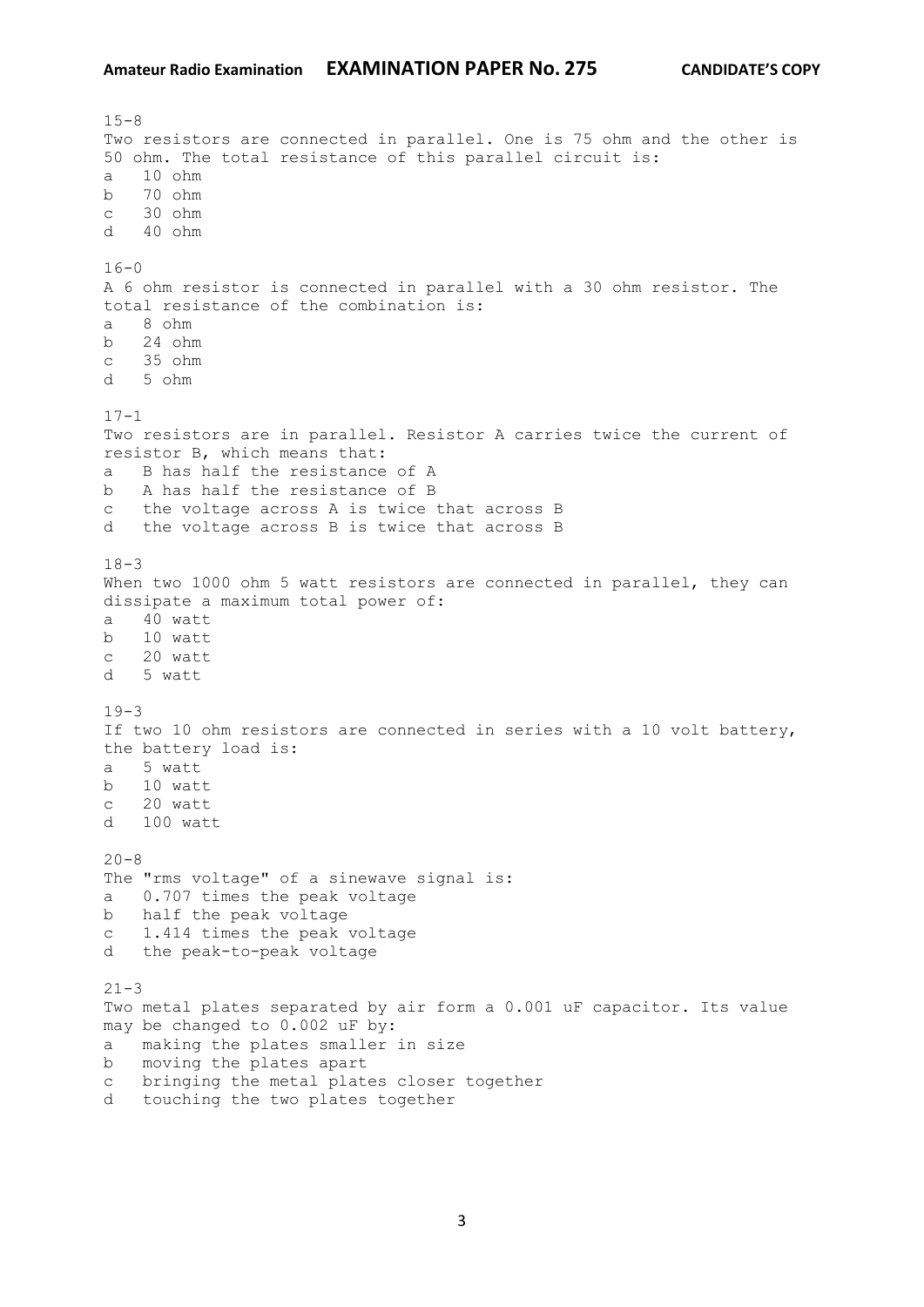15-8
Two resistors are connected in parallel. One is 75 ohm and the other is 50 ohm. The total resistance of this parallel circuit is:
a   10 ohm
b   70 ohm
c   30 ohm
d   40 ohm

16-0
A 6 ohm resistor is connected in parallel with a 30 ohm resistor. The total resistance of the combination is:
a   8 ohm
b   24 ohm
c   35 ohm
d   5 ohm

17-1
Two resistors are in parallel. Resistor A carries twice the current of resistor B, which means that:
a   B has half the resistance of A
b   A has half the resistance of B
c   the voltage across A is twice that across B
d   the voltage across B is twice that across B

18-3
When two 1000 ohm 5 watt resistors are connected in parallel, they can dissipate a maximum total power of:
a   40 watt
b   10 watt
c   20 watt
d   5 watt

19-3
If two 10 ohm resistors are connected in series with a 10 volt battery, the battery load is:
a   5 watt
b   10 watt
c   20 watt
d   100 watt

20-8
The "rms voltage" of a sinewave signal is:
a   0.707 times the peak voltage
b   half the peak voltage
c   1.414 times the peak voltage
d   the peak-to-peak voltage

21-3
Two metal plates separated by air form a 0.001 uF capacitor. Its value may be changed to 0.002 uF by:
a   making the plates smaller in size
b   moving the plates apart
c   bringing the metal plates closer together
d   touching the two plates together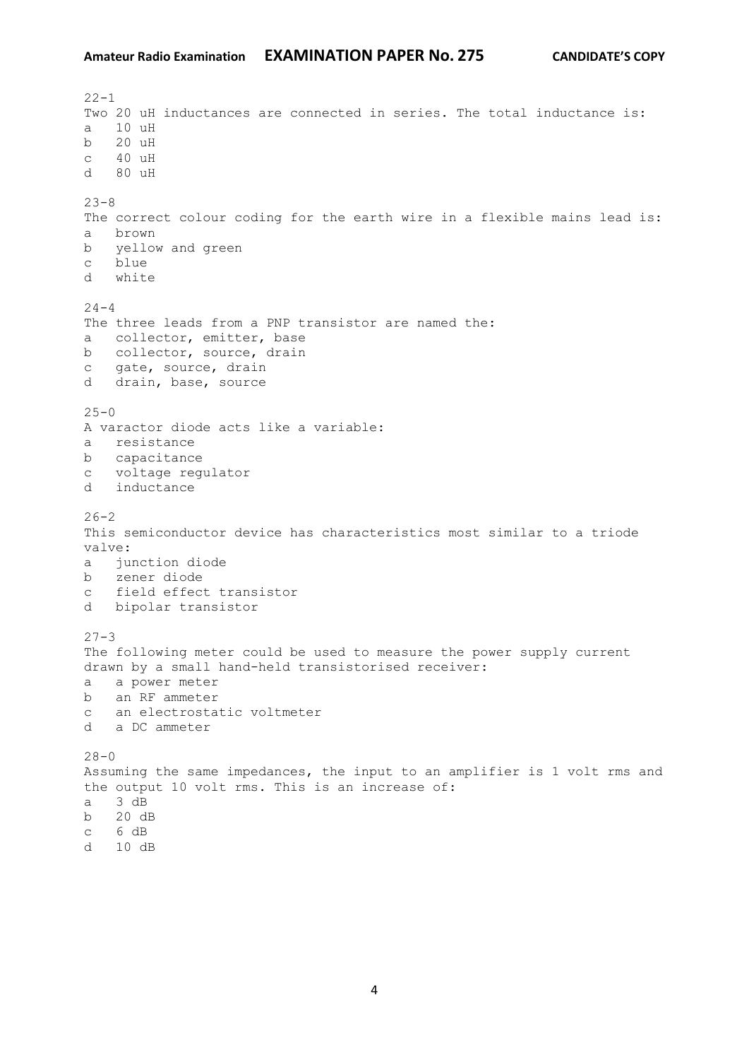22-1
Two 20 uH inductances are connected in series. The total inductance is:
a   10 uH
b   20 uH
c   40 uH
d   80 uH

23-8
The correct colour coding for the earth wire in a flexible mains lead is:
a   brown
b   yellow and green
c   blue
d   white

24-4
The three leads from a PNP transistor are named the:
a   collector, emitter, base
b   collector, source, drain
c   gate, source, drain
d   drain, base, source

25-0
A varactor diode acts like a variable:
a   resistance
b   capacitance
c   voltage regulator
d   inductance

26-2
This semiconductor device has characteristics most similar to a triode valve:
a   junction diode
b   zener diode
c   field effect transistor
d   bipolar transistor

27-3
The following meter could be used to measure the power supply current drawn by a small hand-held transistorised receiver:
a   a power meter
b   an RF ammeter
c   an electrostatic voltmeter
d   a DC ammeter

28-0
Assuming the same impedances, the input to an amplifier is 1 volt rms and the output 10 volt rms. This is an increase of:
a   3 dB
b   20 dB
c   6 dB
d   10 dB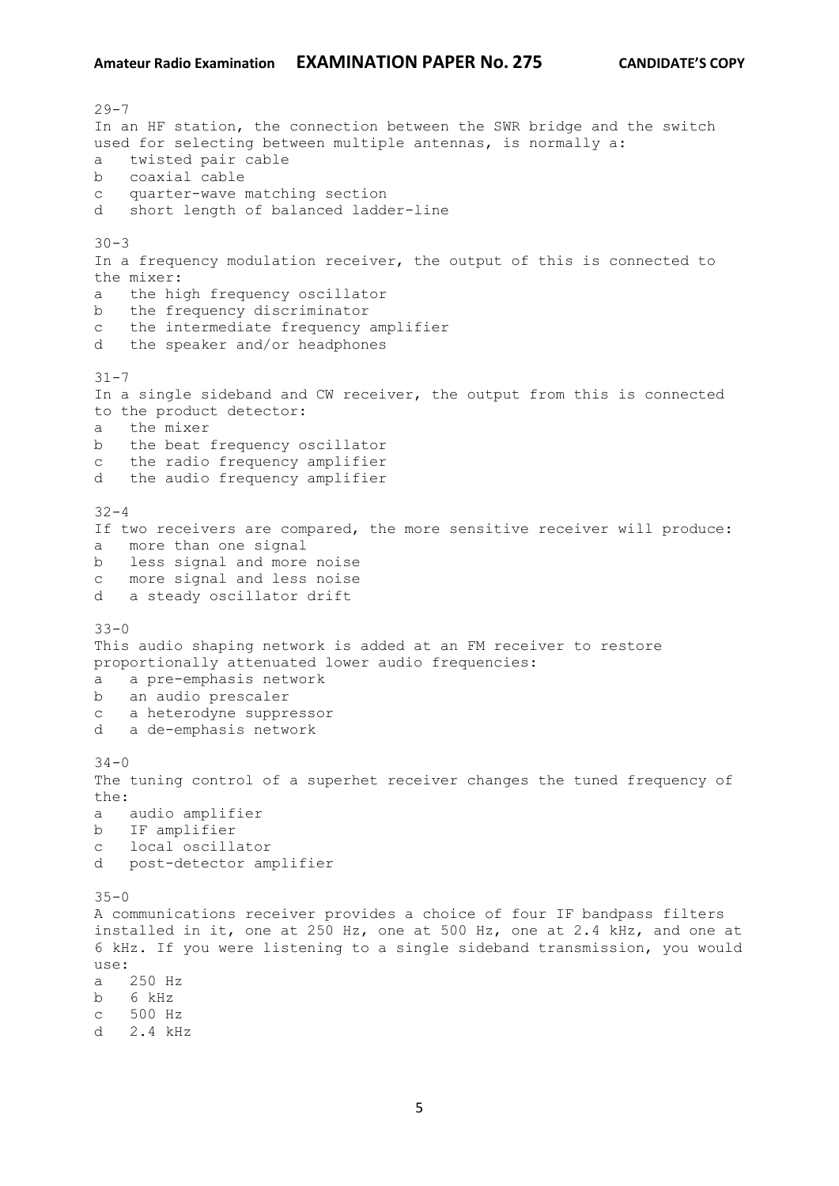29-7
In an HF station, the connection between the SWR bridge and the switch used for selecting between multiple antennas, is normally a:
a   twisted pair cable
b   coaxial cable
c   quarter-wave matching section
d   short length of balanced ladder-line

30-3
In a frequency modulation receiver, the output of this is connected to the mixer:
a   the high frequency oscillator
b   the frequency discriminator
c   the intermediate frequency amplifier
d   the speaker and/or headphones

31-7
In a single sideband and CW receiver, the output from this is connected to the product detector:
a   the mixer
b   the beat frequency oscillator
c   the radio frequency amplifier
d   the audio frequency amplifier

32-4
If two receivers are compared, the more sensitive receiver will produce:
a   more than one signal
b   less signal and more noise
c   more signal and less noise
d   a steady oscillator drift

33-0
This audio shaping network is added at an FM receiver to restore proportionally attenuated lower audio frequencies:
a   a pre-emphasis network
b   an audio prescaler
c   a heterodyne suppressor
d   a de-emphasis network

34-0
The tuning control of a superhet receiver changes the tuned frequency of the:
a   audio amplifier
b   IF amplifier
c   local oscillator
d   post-detector amplifier

35-0
A communications receiver provides a choice of four IF bandpass filters installed in it, one at 250 Hz, one at 500 Hz, one at 2.4 kHz, and one at 6 kHz. If you were listening to a single sideband transmission, you would use:
a   250 Hz
b   6 kHz
c   500 Hz
d   2.4 kHz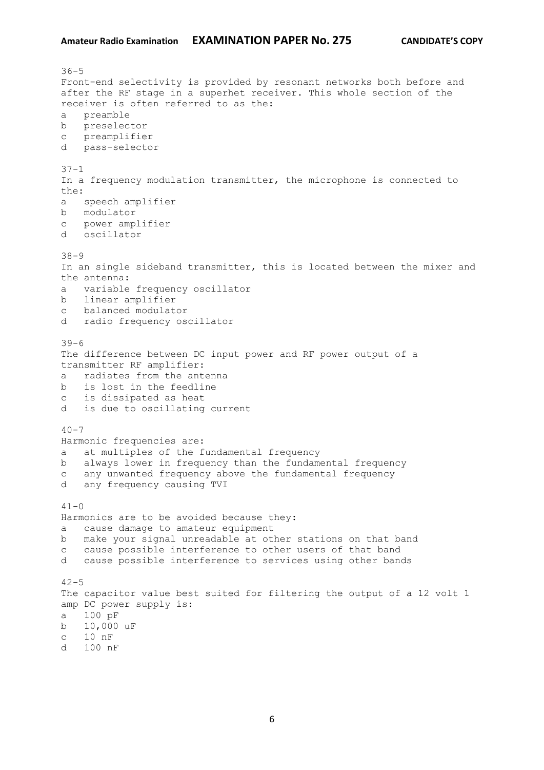36-5
Front-end selectivity is provided by resonant networks both before and after the RF stage in a superhet receiver. This whole section of the receiver is often referred to as the:

a preamble
b preselector
c preamplifier
d pass-selector

37-1
In a frequency modulation transmitter, the microphone is connected to the:

a speech amplifier
b modulator
c power amplifier
d oscillator

38-9
In an single sideband transmitter, this is located between the mixer and the antenna:

a variable frequency oscillator
b linear amplifier
c balanced modulator
d radio frequency oscillator

39-6
The difference between DC input power and RF power output of a transmitter RF amplifier:

a radiates from the antenna
b is lost in the feedline
c is dissipated as heat
d is due to oscillating current

40-7
Harmonic frequencies are:

a at multiples of the fundamental frequency
b always lower in frequency than the fundamental frequency
c any unwanted frequency above the fundamental frequency
d any frequency causing TVI

41-0
Harmonics are to be avoided because they:

a cause damage to amateur equipment
b make your signal unreadable at other stations on that band
c cause possible interference to other users of that band
d cause possible interference to services using other bands

42-5
The capacitor value best suited for filtering the output of a 12 volt 1 amp DC power supply is:

a 100 pF
b 10,000 uF
c 10 nF
d 100 nF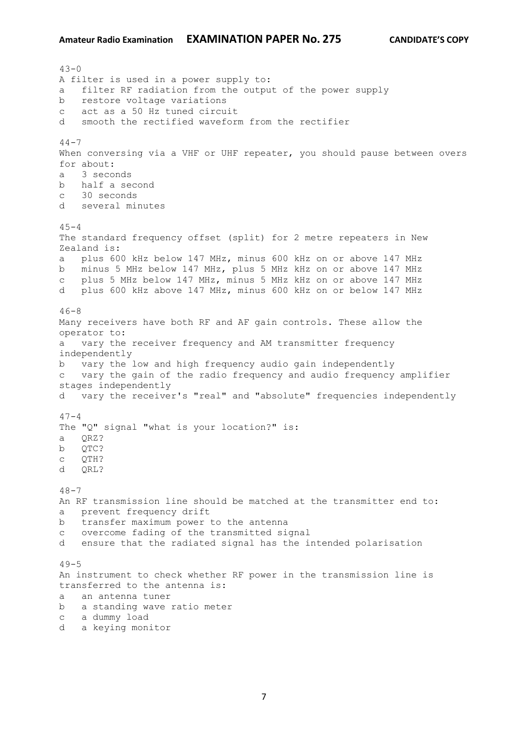43-0
A filter is used in a power supply to:
a   filter RF radiation from the output of the power supply
b   restore voltage variations
c   act as a 50 Hz tuned circuit
d   smooth the rectified waveform from the rectifier

44-7
When conversing via a VHF or UHF repeater, you should pause between overs for about:
a   3 seconds
b   half a second
c   30 seconds
d   several minutes

45-4
The standard frequency offset (split) for 2 metre repeaters in New Zealand is:
a   plus 600 kHz below 147 MHz, minus 600 kHz on or above 147 MHz
b   minus 5 MHz below 147 MHz, plus 5 MHz kHz on or above 147 MHz
c   plus 5 MHz below 147 MHz, minus 5 MHz kHz on or above 147 MHz
d   plus 600 kHz above 147 MHz, minus 600 kHz on or below 147 MHz

46-8
Many receivers have both RF and AF gain controls. These allow the operator to:
a   vary the receiver frequency and AM transmitter frequency independently
b   vary the low and high frequency audio gain independently
c   vary the gain of the radio frequency and audio frequency amplifier stages independently
d   vary the receiver's "real" and "absolute" frequencies independently

47-4
The "Q" signal "what is your location?" is:
a   QRZ?
b   QTC?
c   QTH?
d   QRL?

48-7
An RF transmission line should be matched at the transmitter end to:
a   prevent frequency drift
b   transfer maximum power to the antenna
c   overcome fading of the transmitted signal
d   ensure that the radiated signal has the intended polarisation

49-5
An instrument to check whether RF power in the transmission line is transferred to the antenna is:
a   an antenna tuner
b   a standing wave ratio meter
c   a dummy load
d   a keying monitor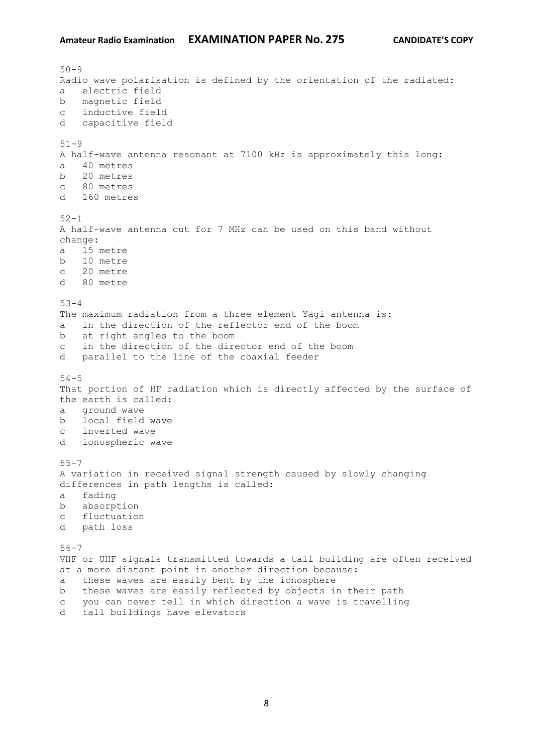50-9
Radio wave polarisation is defined by the orientation of the radiated:
a electric field
b magnetic field
c inductive field
d capacitive field

51-9
A half-wave antenna resonant at 7100 kHz is approximately this long:
a 40 metres
b 20 metres
c 80 metres
d 160 metres

52-1
A half-wave antenna cut for 7 MHz can be used on this band without change:
a 15 metre
b 10 metre
c 20 metre
d 80 metre

53-4
The maximum radiation from a three element Yagi antenna is:
a in the direction of the reflector end of the boom
b at right angles to the boom
c in the direction of the director end of the boom
d parallel to the line of the coaxial feeder

54-5
That portion of HF radiation which is directly affected by the surface of the earth is called:
a ground wave
b local field wave
c inverted wave
d ionospheric wave

55-7
A variation in received signal strength caused by slowly changing differences in path lengths is called:
a fading
b absorption
c fluctuation
d path loss

56-7
VHF or UHF signals transmitted towards a tall building are often received at a more distant point in another direction because:
a these waves are easily bent by the ionosphere
b these waves are easily reflected by objects in their path
c you can never tell in which direction a wave is travelling
d tall buildings have elevators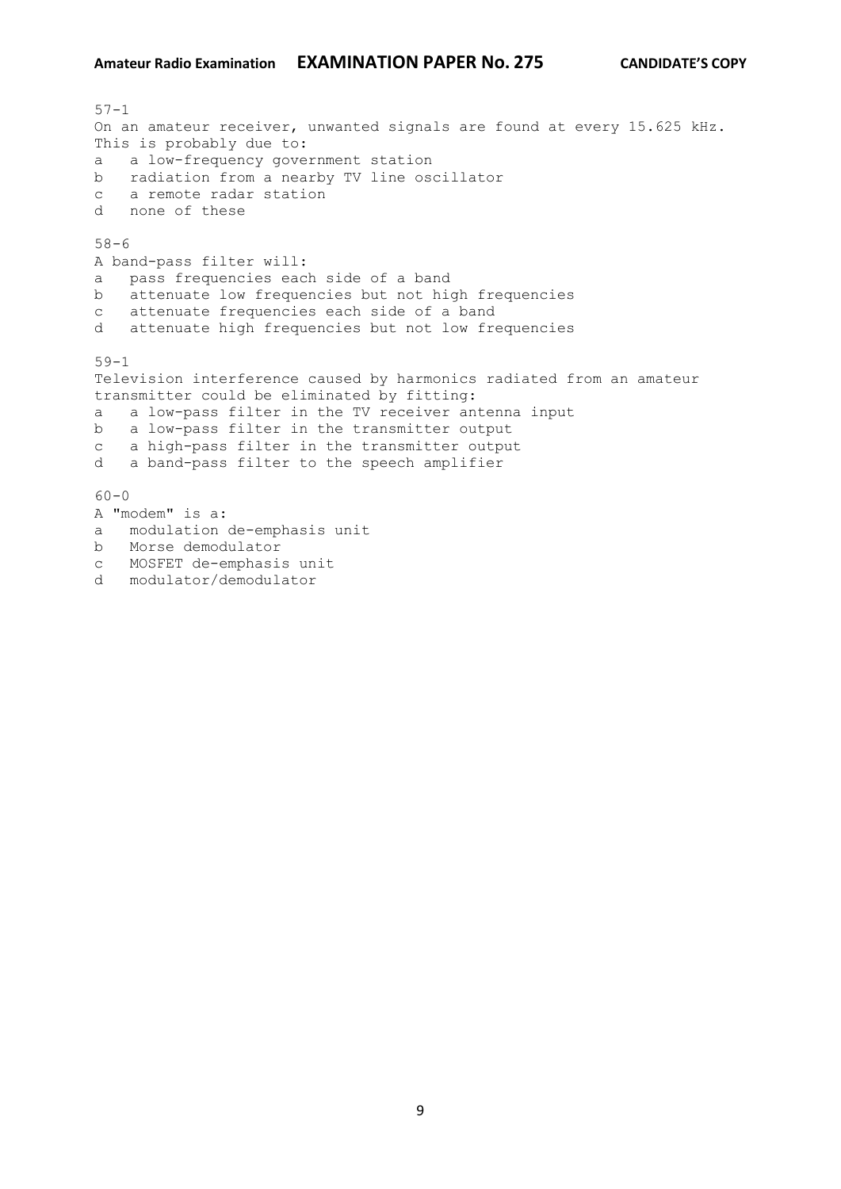57-1

On an amateur receiver, unwanted signals are found at every 15.625 kHz. This is probably due to:

a   a low-frequency government station
b   radiation from a nearby TV line oscillator
c   a remote radar station
d   none of these

58-6

A band-pass filter will:

a   pass frequencies each side of a band
b   attenuate low frequencies but not high frequencies
c   attenuate frequencies each side of a band
d   attenuate high frequencies but not low frequencies

59-1

Television interference caused by harmonics radiated from an amateur transmitter could be eliminated by fitting:

a   a low-pass filter in the TV receiver antenna input
b   a low-pass filter in the transmitter output
c   a high-pass filter in the transmitter output
d   a band-pass filter to the speech amplifier

60-0

A "modem" is a:

a   modulation de-emphasis unit
b   Morse demodulator
c   MOSFET de-emphasis unit
d   modulator/demodulator